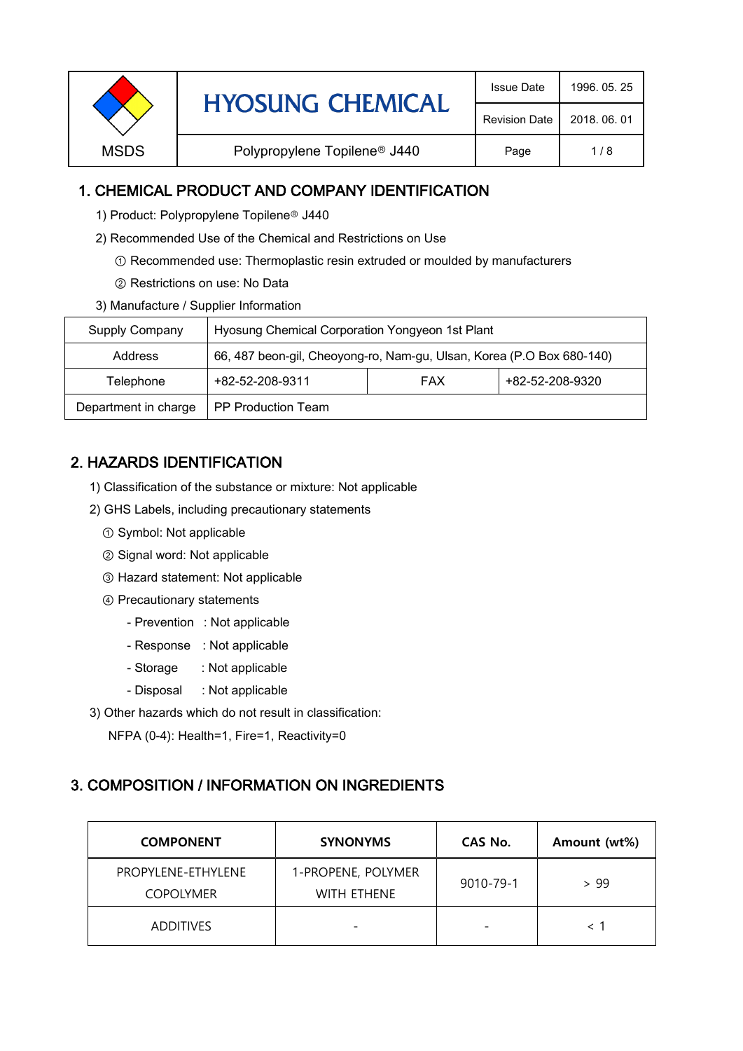| MSDS | HYOSUNG CHEMICAL | Issue Date | 1996. 05. 25 |
| --- | --- | --- | --- |
| | | Revision Date | 2018. 06. 01 |
| | Polypropylene Topilene® J440 | | |

## 1. CHEMICAL PRODUCT AND COMPANY IDENTIFICATION

1) Product: Polypropylene Topilene® J440

2) Recommended Use of the Chemical and Restrictions on Use

① Recommended use: Thermoplastic resin extruded or moulded by manufacturers

② Restrictions on use: No Data

3) Manufacture / Supplier Information

| Supply Company | Hyosung Chemical Corporation Yongyeon 1st Plant | | |
| --- | --- | --- | --- |
| Address | 66, 487 beon-gil, Cheoyong-ro, Nam-gu, Ulsan, Korea (P.O Box 680-140) | | |
| Telephone | +82-52-208-9311 | FAX | +82-52-208-9320 |
| Department in charge | PP Production Team | | |

## 2. HAZARDS IDENTIFICATION

1) Classification of the substance or mixture: Not applicable

2) GHS Labels, including precautionary statements

① Symbol: Not applicable

② Signal word: Not applicable

③ Hazard statement: Not applicable

④ Precautionary statements

- Prevention : Not applicable
- Response : Not applicable
- Storage : Not applicable
- Disposal : Not applicable

3) Other hazards which do not result in classification:

NFPA (0-4): Health=1, Fire=1, Reactivity=0

## 3. COMPOSITION / INFORMATION ON INGREDIENTS

| COMPONENT | SYNONYMS | CAS No. | Amount (wt%) |
| --- | --- | --- | --- |
| PROPYLENE-ETHYLENE COPOLYMER | 1-PROPENE, POLYMER WITH ETHENE | 9010-79-1 | > 99 |
| ADDITIVES | - | - | < 1 |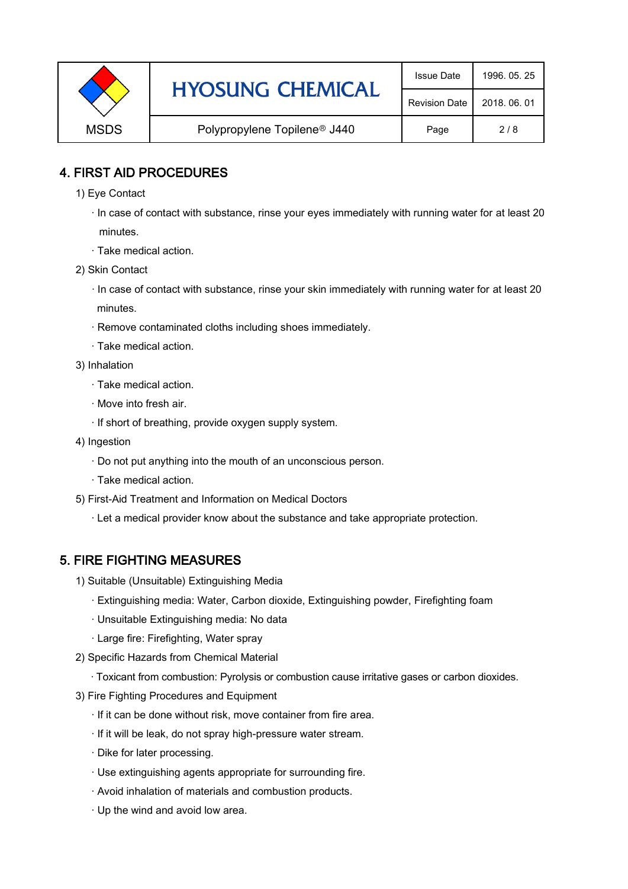## 4. FIRST AID PROCEDURES

1) Eye Contact

- In case of contact with substance, rinse your eyes immediately with running water for at least 20 minutes.
- Take medical action.

2) Skin Contact

- In case of contact with substance, rinse your skin immediately with running water for at least 20 minutes.
- Remove contaminated cloths including shoes immediately.
- Take medical action.

3) Inhalation

- Take medical action.
- Move into fresh air.
- If short of breathing, provide oxygen supply system.

4) Ingestion

- Do not put anything into the mouth of an unconscious person.
- Take medical action.

5) First-Aid Treatment and Information on Medical Doctors

- Let a medical provider know about the substance and take appropriate protection.

## 5. FIRE FIGHTING MEASURES

1) Suitable (Unsuitable) Extinguishing Media

- Extinguishing media: Water, Carbon dioxide, Extinguishing powder, Firefighting foam
- Unsuitable Extinguishing media: No data
- Large fire: Firefighting, Water spray

2) Specific Hazards from Chemical Material

- Toxicant from combustion: Pyrolysis or combustion cause irritative gases or carbon dioxides.

3) Fire Fighting Procedures and Equipment

- If it can be done without risk, move container from fire area.
- If it will be leak, do not spray high-pressure water stream.
- Dike for later processing.
- Use extinguishing agents appropriate for surrounding fire.
- Avoid inhalation of materials and combustion products.
- Up the wind and avoid low area.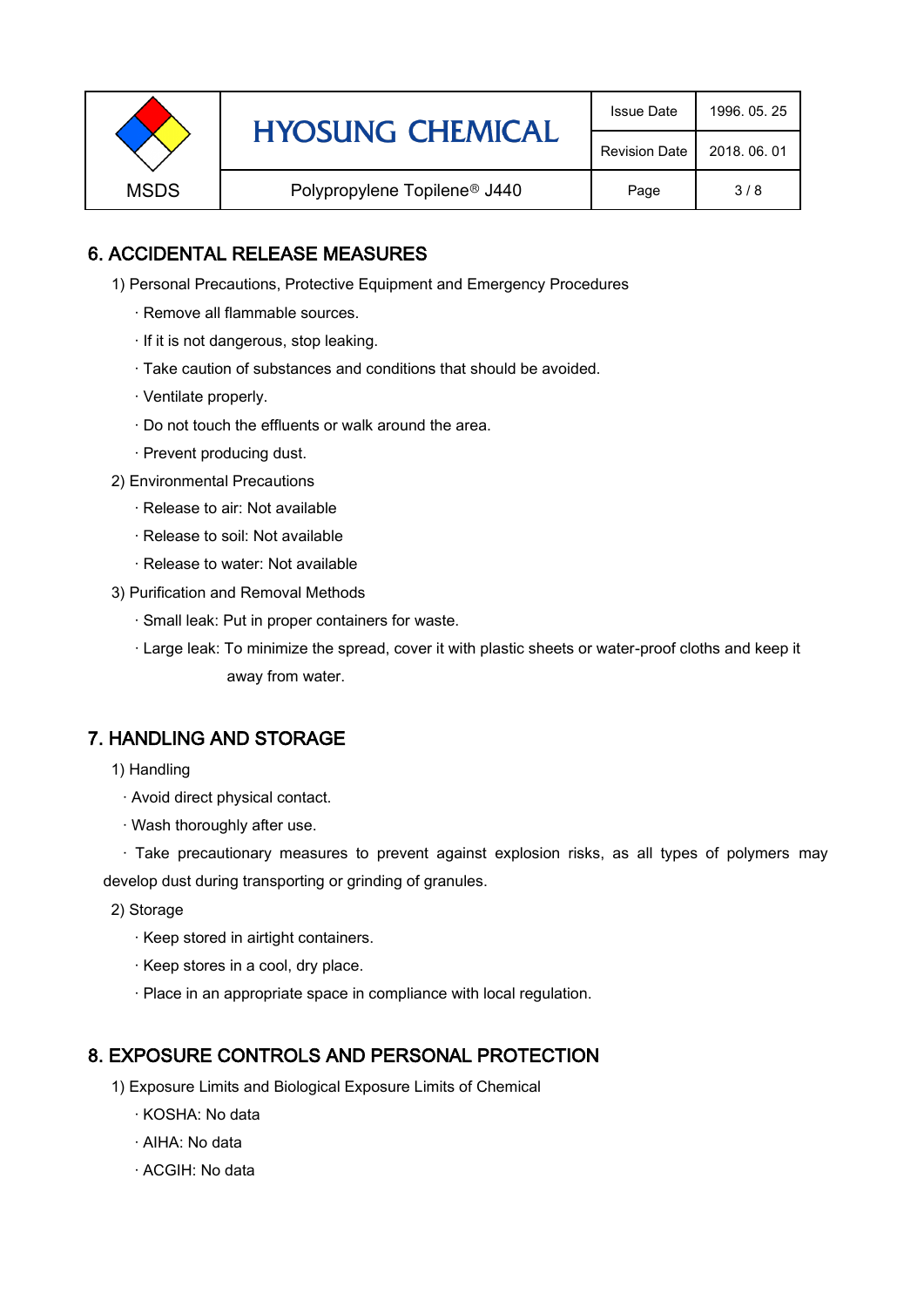## 6. ACCIDENTAL RELEASE MEASURES

1) Personal Precautions, Protective Equipment and Emergency Procedures

- · Remove all flammable sources.
- · If it is not dangerous, stop leaking.
- · Take caution of substances and conditions that should be avoided.
- · Ventilate properly.
- · Do not touch the effluents or walk around the area.
- · Prevent producing dust.

2) Environmental Precautions

- · Release to air: Not available
- · Release to soil: Not available
- · Release to water: Not available

3) Purification and Removal Methods

- · Small leak: Put in proper containers for waste.
- · Large leak: To minimize the spread, cover it with plastic sheets or water-proof cloths and keep it away from water.

## 7. HANDLING AND STORAGE

1) Handling

- · Avoid direct physical contact.
- · Wash thoroughly after use.
- · Take precautionary measures to prevent against explosion risks, as all types of polymers may develop dust during transporting or grinding of granules.

2) Storage

- · Keep stored in airtight containers.
- · Keep stores in a cool, dry place.
- · Place in an appropriate space in compliance with local regulation.

## 8. EXPOSURE CONTROLS AND PERSONAL PROTECTION

1) Exposure Limits and Biological Exposure Limits of Chemical

- · KOSHA: No data
- · AIHA: No data
- · ACGIH: No data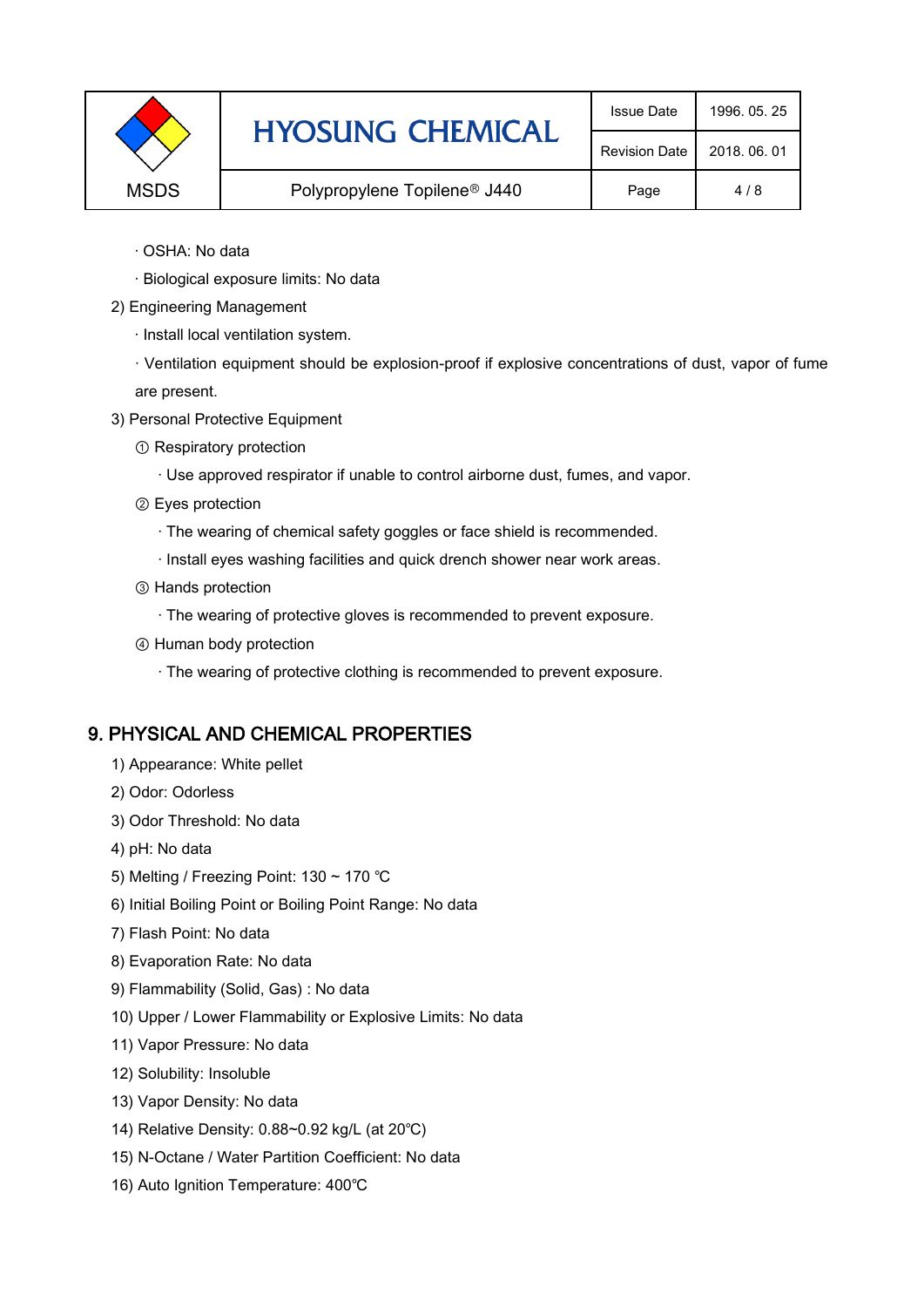· OSHA: No data

· Biological exposure limits: No data

2) Engineering Management

· Install local ventilation system.

· Ventilation equipment should be explosion-proof if explosive concentrations of dust, vapor of fume are present.

3) Personal Protective Equipment

① Respiratory protection

· Use approved respirator if unable to control airborne dust, fumes, and vapor.

② Eyes protection

· The wearing of chemical safety goggles or face shield is recommended.

· Install eyes washing facilities and quick drench shower near work areas.

③ Hands protection

· The wearing of protective gloves is recommended to prevent exposure.

④ Human body protection

· The wearing of protective clothing is recommended to prevent exposure.

## 9. PHYSICAL AND CHEMICAL PROPERTIES

1) Appearance: White pellet

2) Odor: Odorless

3) Odor Threshold: No data

4) pH: No data

5) Melting / Freezing Point: 130 ~ 170 ℃

6) Initial Boiling Point or Boiling Point Range: No data

7) Flash Point: No data

8) Evaporation Rate: No data

9) Flammability (Solid, Gas) : No data

10) Upper / Lower Flammability or Explosive Limits: No data

11) Vapor Pressure: No data

12) Solubility: Insoluble

13) Vapor Density: No data

14) Relative Density: 0.88~0.92 kg/L (at 20℃)

15) N-Octane / Water Partition Coefficient: No data

16) Auto Ignition Temperature: 400℃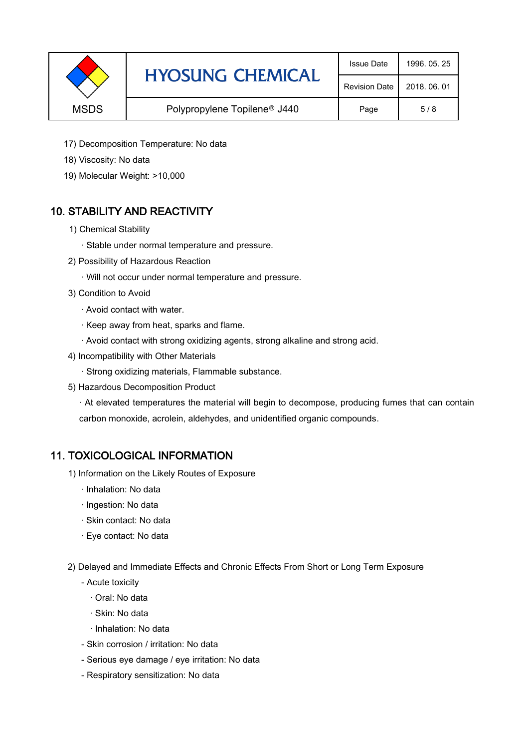17) Decomposition Temperature: No data

18) Viscosity: No data

19) Molecular Weight: >10,000

## 10. STABILITY AND REACTIVITY

1) Chemical Stability

· Stable under normal temperature and pressure.

2) Possibility of Hazardous Reaction

· Will not occur under normal temperature and pressure.

3) Condition to Avoid

· Avoid contact with water.

· Keep away from heat, sparks and flame.

· Avoid contact with strong oxidizing agents, strong alkaline and strong acid.

4) Incompatibility with Other Materials

· Strong oxidizing materials, Flammable substance.

5) Hazardous Decomposition Product

· At elevated temperatures the material will begin to decompose, producing fumes that can contain carbon monoxide, acrolein, aldehydes, and unidentified organic compounds.

## 11. TOXICOLOGICAL INFORMATION

1) Information on the Likely Routes of Exposure

· Inhalation: No data

· Ingestion: No data

· Skin contact: No data

· Eye contact: No data

2) Delayed and Immediate Effects and Chronic Effects From Short or Long Term Exposure

- Acute toxicity
  - · Oral: No data
  - · Skin: No data
  - · Inhalation: No data
- Skin corrosion / irritation: No data
- Serious eye damage / eye irritation: No data
- Respiratory sensitization: No data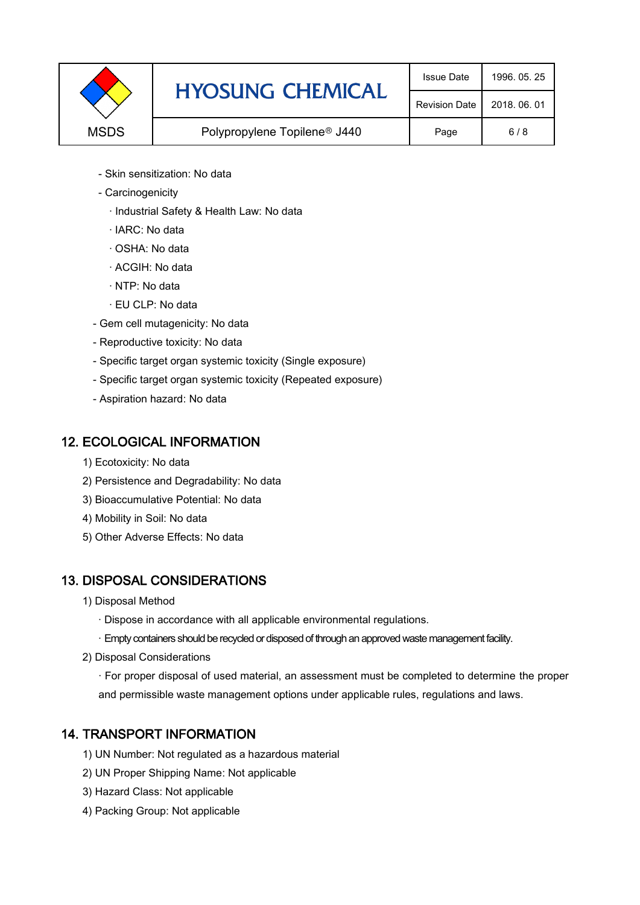- Skin sensitization: No data
- Carcinogenicity
  - · Industrial Safety & Health Law: No data
  - · IARC: No data
  - · OSHA: No data
  - · ACGIH: No data
  - · NTP: No data
  - · EU CLP: No data
- Gem cell mutagenicity: No data
- Reproductive toxicity: No data
- Specific target organ systemic toxicity (Single exposure)
- Specific target organ systemic toxicity (Repeated exposure)
- Aspiration hazard: No data

## 12. ECOLOGICAL INFORMATION

1) Ecotoxicity: No data
2) Persistence and Degradability: No data
3) Bioaccumulative Potential: No data
4) Mobility in Soil: No data
5) Other Adverse Effects: No data

## 13. DISPOSAL CONSIDERATIONS

1) Disposal Method
   - · Dispose in accordance with all applicable environmental regulations.
   - · Empty containers should be recycled or disposed of through an approved waste management facility.
2) Disposal Considerations
   - · For proper disposal of used material, an assessment must be completed to determine the proper and permissible waste management options under applicable rules, regulations and laws.

## 14. TRANSPORT INFORMATION

1) UN Number: Not regulated as a hazardous material
2) UN Proper Shipping Name: Not applicable
3) Hazard Class: Not applicable
4) Packing Group: Not applicable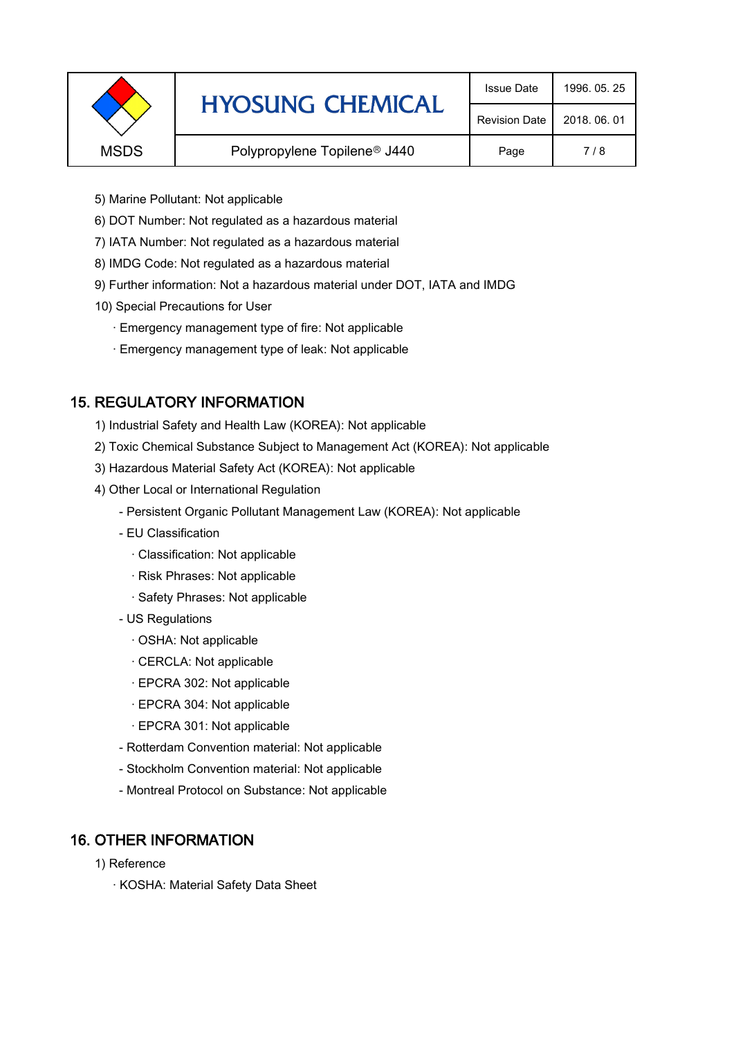5) Marine Pollutant: Not applicable

6) DOT Number: Not regulated as a hazardous material

7) IATA Number: Not regulated as a hazardous material

8) IMDG Code: Not regulated as a hazardous material

9) Further information: Not a hazardous material under DOT, IATA and IMDG

10) Special Precautions for User

· Emergency management type of fire: Not applicable

· Emergency management type of leak: Not applicable

## 15. REGULATORY INFORMATION

1) Industrial Safety and Health Law (KOREA): Not applicable

2) Toxic Chemical Substance Subject to Management Act (KOREA): Not applicable

3) Hazardous Material Safety Act (KOREA): Not applicable

4) Other Local or International Regulation

- Persistent Organic Pollutant Management Law (KOREA): Not applicable
- EU Classification
  - · Classification: Not applicable
  - · Risk Phrases: Not applicable
  - · Safety Phrases: Not applicable
- US Regulations
  - · OSHA: Not applicable
  - · CERCLA: Not applicable
  - · EPCRA 302: Not applicable
  - · EPCRA 304: Not applicable
  - · EPCRA 301: Not applicable
- Rotterdam Convention material: Not applicable
- Stockholm Convention material: Not applicable
- Montreal Protocol on Substance: Not applicable

## 16. OTHER INFORMATION

1) Reference

· KOSHA: Material Safety Data Sheet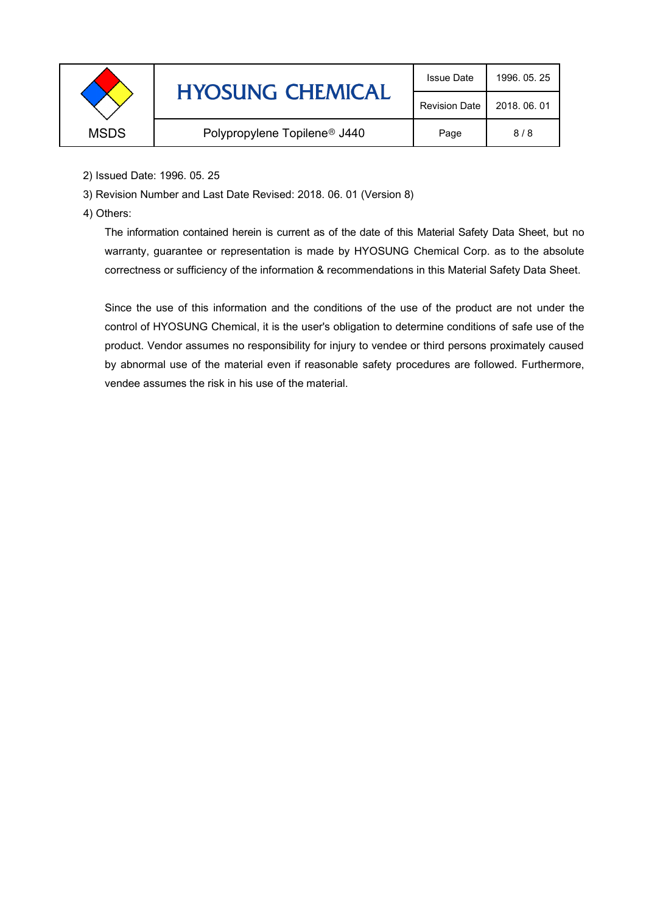2) Issued Date: 1996. 05. 25

3) Revision Number and Last Date Revised: 2018. 06. 01 (Version 8)

4) Others:

The information contained herein is current as of the date of this Material Safety Data Sheet, but no warranty, guarantee or representation is made by HYOSUNG Chemical Corp. as to the absolute correctness or sufficiency of the information & recommendations in this Material Safety Data Sheet.

Since the use of this information and the conditions of the use of the product are not under the control of HYOSUNG Chemical, it is the user's obligation to determine conditions of safe use of the product. Vendor assumes no responsibility for injury to vendee or third persons proximately caused by abnormal use of the material even if reasonable safety procedures are followed. Furthermore, vendee assumes the risk in his use of the material.